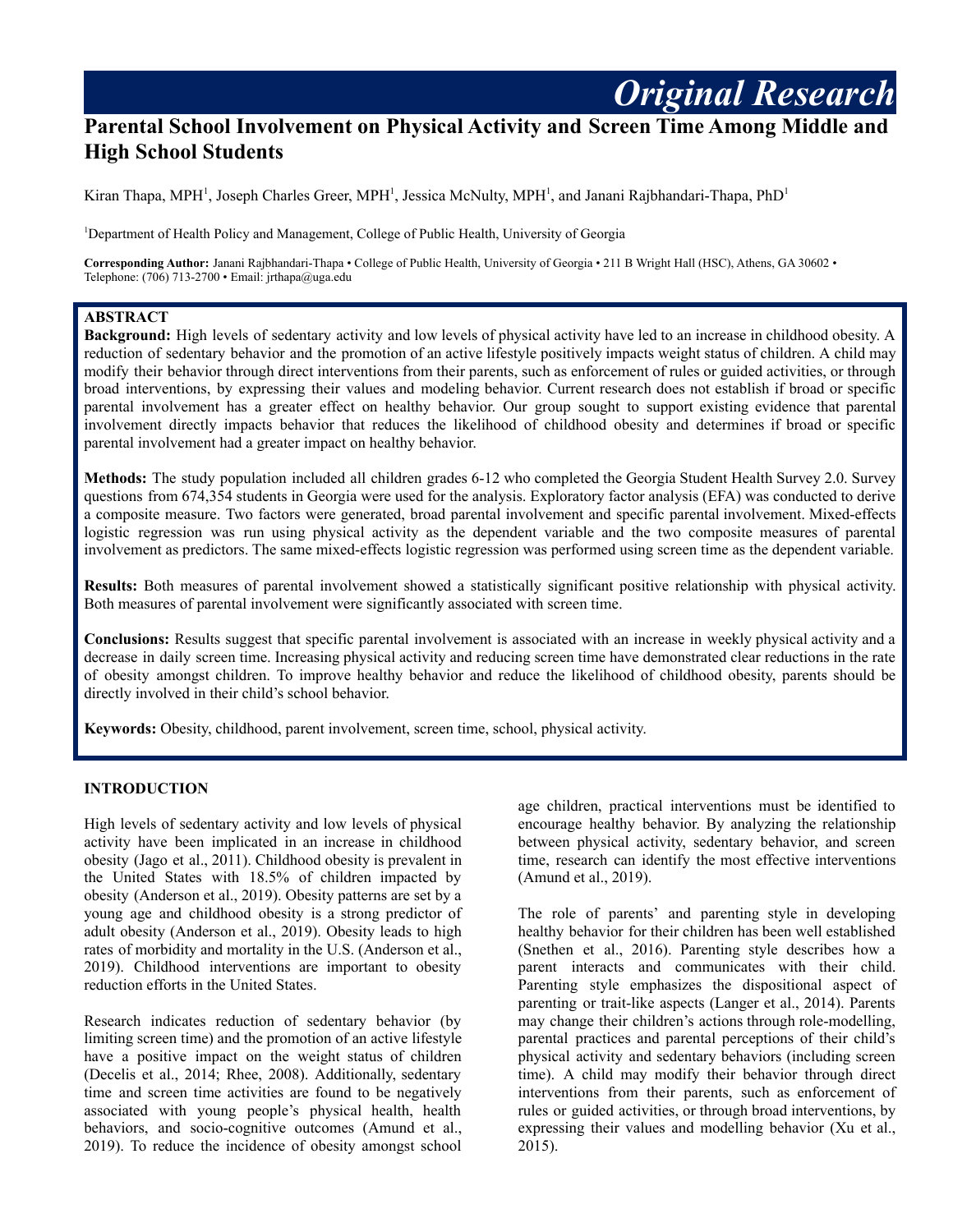Original Research

# Parental School Involvement on Physical Activity and Screen Time Among Middle and High School Students

Kiran Thapa, MPH[1], Joseph Charles Greer, MPH[1], Jessica McNulty, MPH[1], and Janani Rajbhandari-Thapa, PhD[1]

[1]Department of Health Policy and Management, College of Public Health, University of Georgia

**Corresponding Author:** Janani Rajbhandari-Thapa • College of Public Health, University of Georgia • 211 B Wright Hall (HSC), Athens, GA 30602 • Telephone: (706) 713-2700 • Email: jrthapa@uga.edu

## ABSTRACT

**Background:** High levels of sedentary activity and low levels of physical activity have led to an increase in childhood obesity. A reduction of sedentary behavior and the promotion of an active lifestyle positively impacts weight status of children. A child may modify their behavior through direct interventions from their parents, such as enforcement of rules or guided activities, or through broad interventions, by expressing their values and modeling behavior. Current research does not establish if broad or specific parental involvement has a greater effect on healthy behavior. Our group sought to support existing evidence that parental involvement directly impacts behavior that reduces the likelihood of childhood obesity and determines if broad or specific parental involvement had a greater impact on healthy behavior.

**Methods:** The study population included all children grades 6-12 who completed the Georgia Student Health Survey 2.0. Survey questions from 674,354 students in Georgia were used for the analysis. Exploratory factor analysis (EFA) was conducted to derive a composite measure. Two factors were generated, broad parental involvement and specific parental involvement. Mixed-effects logistic regression was run using physical activity as the dependent variable and the two composite measures of parental involvement as predictors. The same mixed-effects logistic regression was performed using screen time as the dependent variable.

**Results:** Both measures of parental involvement showed a statistically significant positive relationship with physical activity. Both measures of parental involvement were significantly associated with screen time.

**Conclusions:** Results suggest that specific parental involvement is associated with an increase in weekly physical activity and a decrease in daily screen time. Increasing physical activity and reducing screen time have demonstrated clear reductions in the rate of obesity amongst children. To improve healthy behavior and reduce the likelihood of childhood obesity, parents should be directly involved in their child's school behavior.

**Keywords:** Obesity, childhood, parent involvement, screen time, school, physical activity.

## INTRODUCTION

High levels of sedentary activity and low levels of physical activity have been implicated in an increase in childhood obesity (Jago et al., 2011). Childhood obesity is prevalent in the United States with 18.5% of children impacted by obesity (Anderson et al., 2019). Obesity patterns are set by a young age and childhood obesity is a strong predictor of adult obesity (Anderson et al., 2019). Obesity leads to high rates of morbidity and mortality in the U.S. (Anderson et al., 2019). Childhood interventions are important to obesity reduction efforts in the United States.

Research indicates reduction of sedentary behavior (by limiting screen time) and the promotion of an active lifestyle have a positive impact on the weight status of children (Decelis et al., 2014; Rhee, 2008). Additionally, sedentary time and screen time activities are found to be negatively associated with young people's physical health, health behaviors, and socio-cognitive outcomes (Amund et al., 2019). To reduce the incidence of obesity amongst school age children, practical interventions must be identified to encourage healthy behavior. By analyzing the relationship between physical activity, sedentary behavior, and screen time, research can identify the most effective interventions (Amund et al., 2019).

The role of parents' and parenting style in developing healthy behavior for their children has been well established (Snethen et al., 2016). Parenting style describes how a parent interacts and communicates with their child. Parenting style emphasizes the dispositional aspect of parenting or trait-like aspects (Langer et al., 2014). Parents may change their children's actions through role-modelling, parental practices and parental perceptions of their child's physical activity and sedentary behaviors (including screen time). A child may modify their behavior through direct interventions from their parents, such as enforcement of rules or guided activities, or through broad interventions, by expressing their values and modelling behavior (Xu et al., 2015).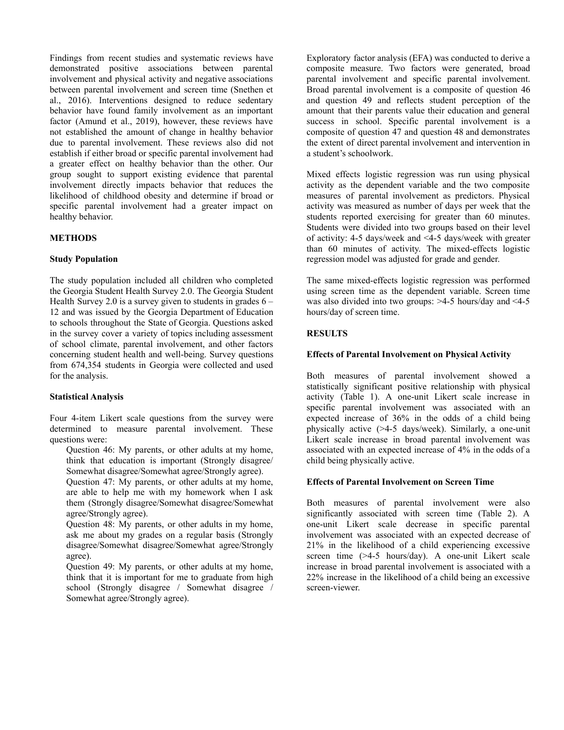Findings from recent studies and systematic reviews have demonstrated positive associations between parental involvement and physical activity and negative associations between parental involvement and screen time (Snethen et al., 2016). Interventions designed to reduce sedentary behavior have found family involvement as an important factor (Amund et al., 2019), however, these reviews have not established the amount of change in healthy behavior due to parental involvement. These reviews also did not establish if either broad or specific parental involvement had a greater effect on healthy behavior than the other. Our group sought to support existing evidence that parental involvement directly impacts behavior that reduces the likelihood of childhood obesity and determine if broad or specific parental involvement had a greater impact on healthy behavior.

## METHODS

### Study Population

The study population included all children who completed the Georgia Student Health Survey 2.0. The Georgia Student Health Survey 2.0 is a survey given to students in grades 6 – 12 and was issued by the Georgia Department of Education to schools throughout the State of Georgia. Questions asked in the survey cover a variety of topics including assessment of school climate, parental involvement, and other factors concerning student health and well-being. Survey questions from 674,354 students in Georgia were collected and used for the analysis.

### Statistical Analysis

Four 4-item Likert scale questions from the survey were determined to measure parental involvement. These questions were:

Question 46: My parents, or other adults at my home, think that education is important (Strongly disagree/ Somewhat disagree/Somewhat agree/Strongly agree).

Question 47: My parents, or other adults at my home, are able to help me with my homework when I ask them (Strongly disagree/Somewhat disagree/Somewhat agree/Strongly agree).

Question 48: My parents, or other adults in my home, ask me about my grades on a regular basis (Strongly disagree/Somewhat disagree/Somewhat agree/Strongly agree).

Question 49: My parents, or other adults at my home, think that it is important for me to graduate from high school (Strongly disagree / Somewhat disagree / Somewhat agree/Strongly agree).

Exploratory factor analysis (EFA) was conducted to derive a composite measure. Two factors were generated, broad parental involvement and specific parental involvement. Broad parental involvement is a composite of question 46 and question 49 and reflects student perception of the amount that their parents value their education and general success in school. Specific parental involvement is a composite of question 47 and question 48 and demonstrates the extent of direct parental involvement and intervention in a student's schoolwork.

Mixed effects logistic regression was run using physical activity as the dependent variable and the two composite measures of parental involvement as predictors. Physical activity was measured as number of days per week that the students reported exercising for greater than 60 minutes. Students were divided into two groups based on their level of activity: 4-5 days/week and <4-5 days/week with greater than 60 minutes of activity. The mixed-effects logistic regression model was adjusted for grade and gender.

The same mixed-effects logistic regression was performed using screen time as the dependent variable. Screen time was also divided into two groups: >4-5 hours/day and <4-5 hours/day of screen time.

## RESULTS

### Effects of Parental Involvement on Physical Activity

Both measures of parental involvement showed a statistically significant positive relationship with physical activity (Table 1). A one-unit Likert scale increase in specific parental involvement was associated with an expected increase of 36% in the odds of a child being physically active (>4-5 days/week). Similarly, a one-unit Likert scale increase in broad parental involvement was associated with an expected increase of 4% in the odds of a child being physically active.

### Effects of Parental Involvement on Screen Time

Both measures of parental involvement were also significantly associated with screen time (Table 2). A one-unit Likert scale decrease in specific parental involvement was associated with an expected decrease of 21% in the likelihood of a child experiencing excessive screen time (>4-5 hours/day). A one-unit Likert scale increase in broad parental involvement is associated with a 22% increase in the likelihood of a child being an excessive screen-viewer.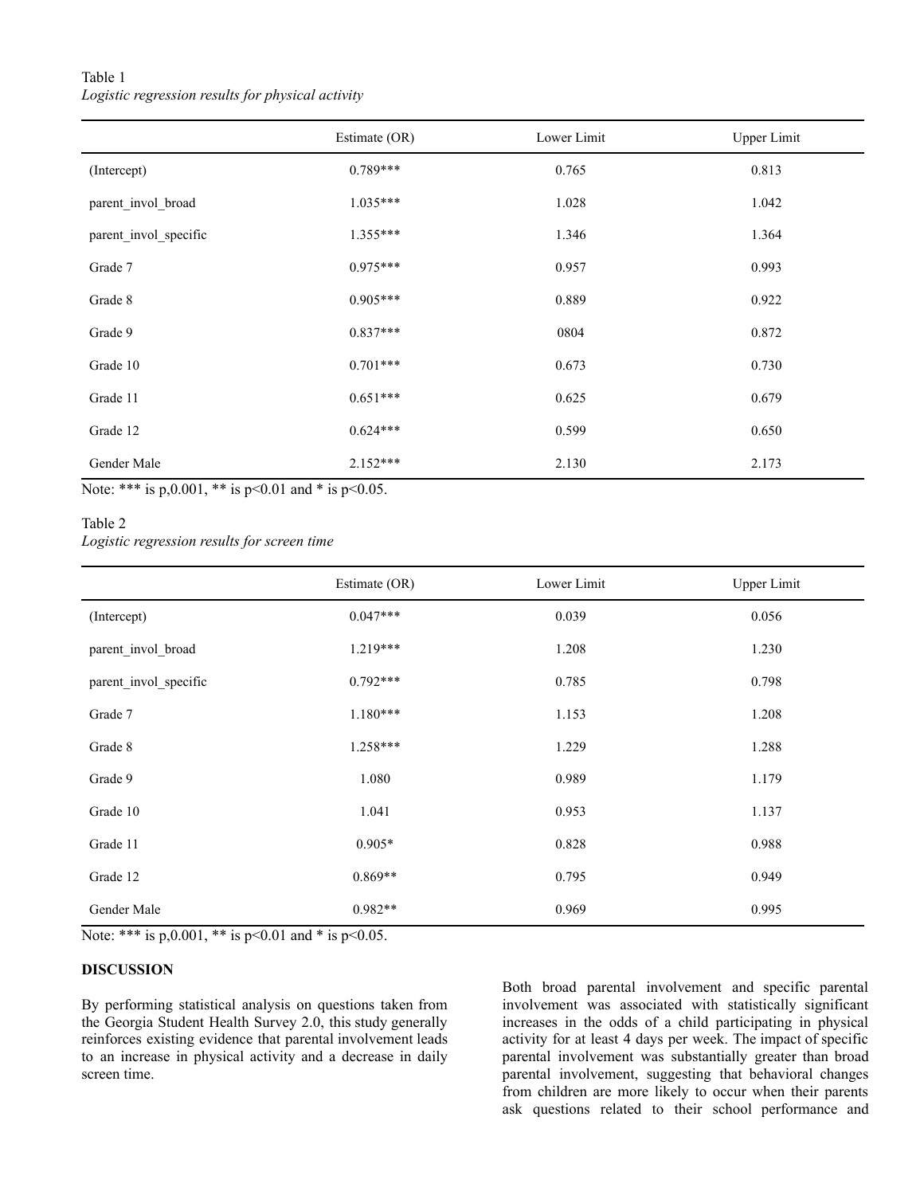Table 1
*Logistic regression results for physical activity*

| | Estimate (OR) | Lower Limit | Upper Limit |
|---|---|---|---|
| (Intercept) | 0.789*** | 0.765 | 0.813 |
| parent_invol_broad | 1.035*** | 1.028 | 1.042 |
| parent_invol_specific | 1.355*** | 1.346 | 1.364 |
| Grade 7 | 0.975*** | 0.957 | 0.993 |
| Grade 8 | 0.905*** | 0.889 | 0.922 |
| Grade 9 | 0.837*** | 0804 | 0.872 |
| Grade 10 | 0.701*** | 0.673 | 0.730 |
| Grade 11 | 0.651*** | 0.625 | 0.679 |
| Grade 12 | 0.624*** | 0.599 | 0.650 |
| Gender Male | 2.152*** | 2.130 | 2.173 |

Note: *** is p,0.001, ** is $p<0.01$ and * is $p<0.05$.

Table 2
*Logistic regression results for screen time*

| | Estimate (OR) | Lower Limit | Upper Limit |
|---|---|---|---|
| (Intercept) | 0.047*** | 0.039 | 0.056 |
| parent_invol_broad | 1.219*** | 1.208 | 1.230 |
| parent_invol_specific | 0.792*** | 0.785 | 0.798 |
| Grade 7 | 1.180*** | 1.153 | 1.208 |
| Grade 8 | 1.258*** | 1.229 | 1.288 |
| Grade 9 | 1.080 | 0.989 | 1.179 |
| Grade 10 | 1.041 | 0.953 | 1.137 |
| Grade 11 | 0.905* | 0.828 | 0.988 |
| Grade 12 | 0.869** | 0.795 | 0.949 |
| Gender Male | 0.982** | 0.969 | 0.995 |

Note: *** is p,0.001, ** is $p<0.01$ and * is $p<0.05$.

## DISCUSSION

By performing statistical analysis on questions taken from the Georgia Student Health Survey 2.0, this study generally reinforces existing evidence that parental involvement leads to an increase in physical activity and a decrease in daily screen time.

Both broad parental involvement and specific parental involvement was associated with statistically significant increases in the odds of a child participating in physical activity for at least 4 days per week. The impact of specific parental involvement was substantially greater than broad parental involvement, suggesting that behavioral changes from children are more likely to occur when their parents ask questions related to their school performance and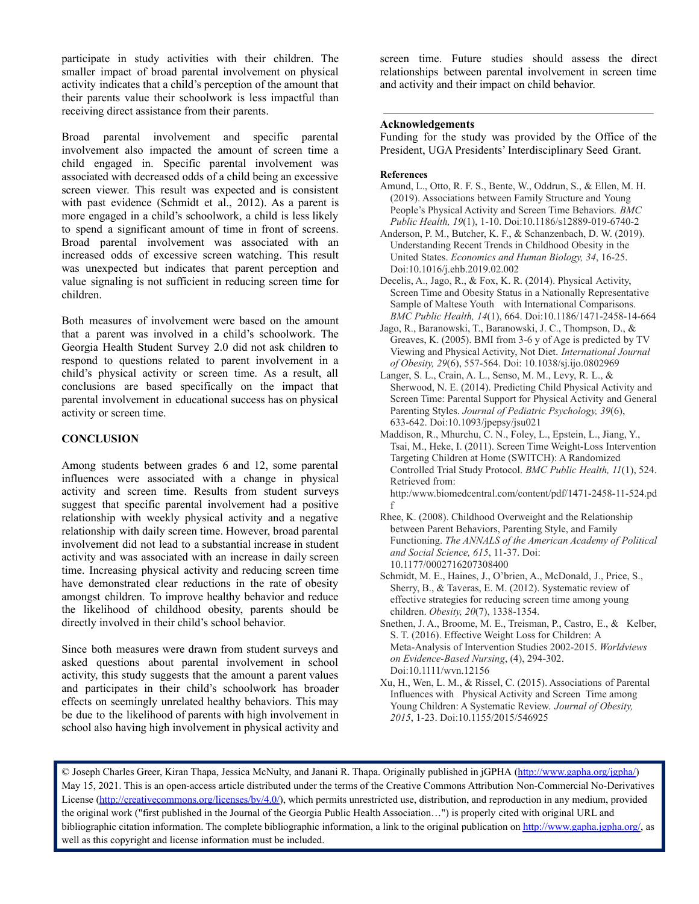participate in study activities with their children. The smaller impact of broad parental involvement on physical activity indicates that a child's perception of the amount that their parents value their schoolwork is less impactful than receiving direct assistance from their parents.

Broad parental involvement and specific parental involvement also impacted the amount of screen time a child engaged in. Specific parental involvement was associated with decreased odds of a child being an excessive screen viewer. This result was expected and is consistent with past evidence (Schmidt et al., 2012). As a parent is more engaged in a child's schoolwork, a child is less likely to spend a significant amount of time in front of screens. Broad parental involvement was associated with an increased odds of excessive screen watching. This result was unexpected but indicates that parent perception and value signaling is not sufficient in reducing screen time for children.

Both measures of involvement were based on the amount that a parent was involved in a child's schoolwork. The Georgia Health Student Survey 2.0 did not ask children to respond to questions related to parent involvement in a child's physical activity or screen time. As a result, all conclusions are based specifically on the impact that parental involvement in educational success has on physical activity or screen time.

## CONCLUSION

Among students between grades 6 and 12, some parental influences were associated with a change in physical activity and screen time. Results from student surveys suggest that specific parental involvement had a positive relationship with weekly physical activity and a negative relationship with daily screen time. However, broad parental involvement did not lead to a substantial increase in student activity and was associated with an increase in daily screen time. Increasing physical activity and reducing screen time have demonstrated clear reductions in the rate of obesity amongst children. To improve healthy behavior and reduce the likelihood of childhood obesity, parents should be directly involved in their child's school behavior.

Since both measures were drawn from student surveys and asked questions about parental involvement in school activity, this study suggests that the amount a parent values and participates in their child's schoolwork has broader effects on seemingly unrelated healthy behaviors. This may be due to the likelihood of parents with high involvement in school also having high involvement in physical activity and screen time. Future studies should assess the direct relationships between parental involvement in screen time and activity and their impact on child behavior.

## Acknowledgements

Funding for the study was provided by the Office of the President, UGA Presidents' Interdisciplinary Seed Grant.

## References

Amund, L., Otto, R. F. S., Bente, W., Oddrun, S., & Ellen, M. H. (2019). Associations between Family Structure and Young People's Physical Activity and Screen Time Behaviors. *BMC Public Health, 19*(1), 1-10. Doi:10.1186/s12889-019-6740-2

Anderson, P. M., Butcher, K. F., & Schanzenbach, D. W. (2019). Understanding Recent Trends in Childhood Obesity in the United States. *Economics and Human Biology, 34*, 16-25. Doi:10.1016/j.ehb.2019.02.002

Decelis, A., Jago, R., & Fox, K. R. (2014). Physical Activity, Screen Time and Obesity Status in a Nationally Representative Sample of Maltese Youth with International Comparisons. *BMC Public Health, 14*(1), 664. Doi:10.1186/1471-2458-14-664

Jago, R., Baranowski, T., Baranowski, J. C., Thompson, D., & Greaves, K. (2005). BMI from 3-6 y of Age is predicted by TV Viewing and Physical Activity, Not Diet. *International Journal of Obesity, 29*(6), 557-564. Doi: 10.1038/sj.ijo.0802969

Langer, S. L., Crain, A. L., Senso, M. M., Levy, R. L., & Sherwood, N. E. (2014). Predicting Child Physical Activity and Screen Time: Parental Support for Physical Activity and General Parenting Styles. *Journal of Pediatric Psychology, 39*(6), 633-642. Doi:10.1093/jpepsy/jsu021

Maddison, R., Mhurchu, C. N., Foley, L., Epstein, L., Jiang, Y., Tsai, M., Heke, I. (2011). Screen Time Weight-Loss Intervention Targeting Children at Home (SWITCH): A Randomized Controlled Trial Study Protocol. *BMC Public Health, 11*(1), 524. Retrieved from: http:/www.biomedcentral.com/content/pdf/1471-2458-11-524.pdf

Rhee, K. (2008). Childhood Overweight and the Relationship between Parent Behaviors, Parenting Style, and Family Functioning. *The ANNALS of the American Academy of Political and Social Science, 615*, 11-37. Doi: 10.1177/0002716207308400

Schmidt, M. E., Haines, J., O'brien, A., McDonald, J., Price, S., Sherry, B., & Taveras, E. M. (2012). Systematic review of effective strategies for reducing screen time among young children. *Obesity, 20*(7), 1338-1354.

Snethen, J. A., Broome, M. E., Treisman, P., Castro, E., & Kelber, S. T. (2016). Effective Weight Loss for Children: A Meta-Analysis of Intervention Studies 2002-2015. *Worldviews on Evidence-Based Nursing*, (4), 294-302. Doi:10.1111/wvn.12156

Xu, H., Wen, L. M., & Rissel, C. (2015). Associations of Parental Influences with Physical Activity and Screen Time among Young Children: A Systematic Review. *Journal of Obesity, 2015*, 1-23. Doi:10.1155/2015/546925

© Joseph Charles Greer, Kiran Thapa, Jessica McNulty, and Janani R. Thapa. Originally published in jGPHA (http://www.gapha.org/jgpha/) May 15, 2021. This is an open-access article distributed under the terms of the Creative Commons Attribution Non-Commercial No-Derivatives License (http://creativecommons.org/licenses/by/4.0/), which permits unrestricted use, distribution, and reproduction in any medium, provided the original work ("first published in the Journal of the Georgia Public Health Association…") is properly cited with original URL and bibliographic citation information. The complete bibliographic information, a link to the original publication on http://www.gapha.jgpha.org/, as well as this copyright and license information must be included.